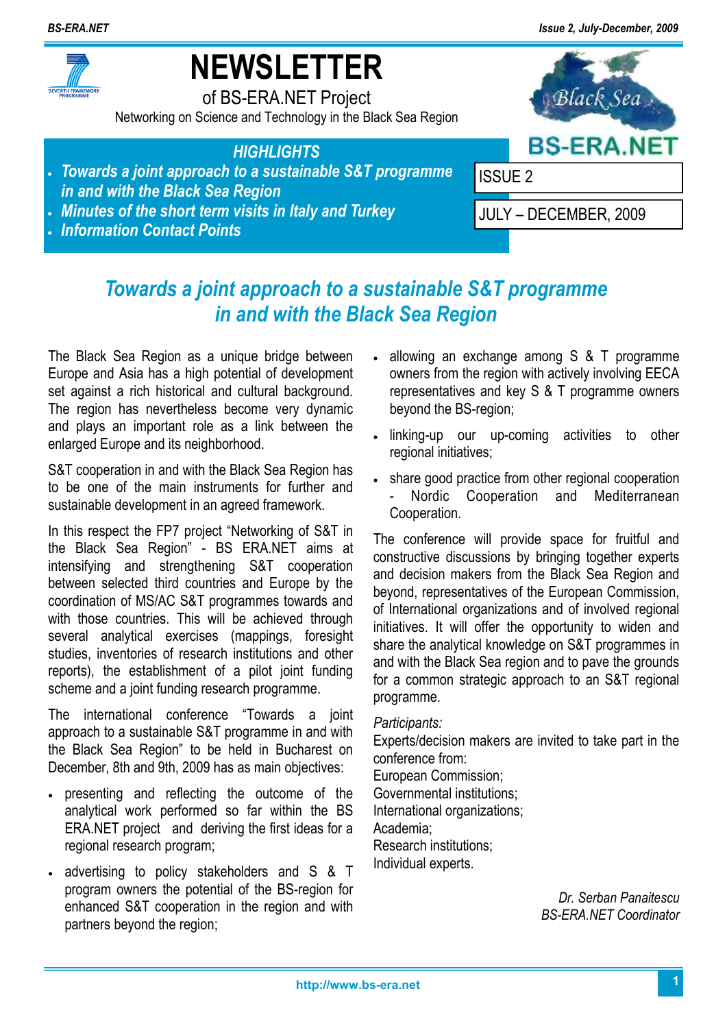# NEWSLETTER

of BS-ERA.NET Project

Networking on Science and Technology in the Black Sea Region

BS-ERA.NET

ISSUE 2

JULY – DECEMBER, 2009

### HIGHLIGHTS

- *Towards a joint approach to a sustainable S&T programme in and with the Black Sea Region*
- *Minutes of the short term visits in Italy and Turkey*
- *Information Contact Points*

## *Towards a joint approach to a sustainable S&T programme in and with the Black Sea Region*

The Black Sea Region as a unique bridge between Europe and Asia has a high potential of development set against a rich historical and cultural background. The region has nevertheless become very dynamic and plays an important role as a link between the enlarged Europe and its neighborhood.

S&T cooperation in and with the Black Sea Region has to be one of the main instruments for further and sustainable development in an agreed framework.

In this respect the FP7 project "Networking of S&T in the Black Sea Region" - BS ERA.NET aims at intensifying and strengthening S&T cooperation between selected third countries and Europe by the coordination of MS/AC S&T programmes towards and with those countries. This will be achieved through several analytical exercises (mappings, foresight studies, inventories of research institutions and other reports), the establishment of a pilot joint funding scheme and a joint funding research programme.

The international conference "Towards a joint approach to a sustainable S&T programme in and with the Black Sea Region" to be held in Bucharest on December, 8th and 9th, 2009 has as main objectives:

- presenting and reflecting the outcome of the analytical work performed so far within the BS ERA.NET project and deriving the first ideas for a regional research program;
- advertising to policy stakeholders and S & T program owners the potential of the BS-region for enhanced S&T cooperation in the region and with partners beyond the region;
- allowing an exchange among S & T programme owners from the region with actively involving EECA representatives and key S & T programme owners beyond the BS-region;
- linking-up our up-coming activities to other regional initiatives;
- share good practice from other regional cooperation - Nordic Cooperation and Mediterranean Cooperation.

The conference will provide space for fruitful and constructive discussions by bringing together experts and decision makers from the Black Sea Region and beyond, representatives of the European Commission, of International organizations and of involved regional initiatives. It will offer the opportunity to widen and share the analytical knowledge on S&T programmes in and with the Black Sea region and to pave the grounds for a common strategic approach to an S&T regional programme.

*Participants:*

Experts/decision makers are invited to take part in the conference from:
European Commission;
Governmental institutions;
International organizations;
Academia;
Research institutions;
Individual experts.

*Dr. Serban Panaitescu*
*BS-ERA.NET Coordinator*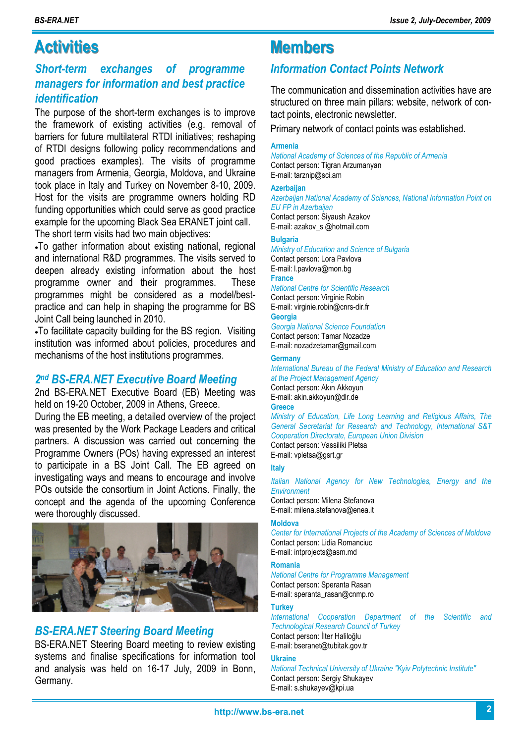# Activities

## Short-term exchanges of programme managers for information and best practice identification

The purpose of the short-term exchanges is to improve the framework of existing activities (e.g. removal of barriers for future multilateral RTDI initiatives; reshaping of RTDI designs following policy recommendations and good practices examples). The visits of programme managers from Armenia, Georgia, Moldova, and Ukraine took place in Italy and Turkey on November 8-10, 2009. Host for the visits are programme owners holding RD funding opportunities which could serve as good practice example for the upcoming Black Sea ERANET joint call.

The short term visits had two main objectives:

- To gather information about existing national, regional and international R&D programmes. The visits served to deepen already existing information about the host programme owner and their programmes. These programmes might be considered as a model/best-practice and can help in shaping the programme for BS Joint Call being launched in 2010.
- To facilitate capacity building for the BS region. Visiting institution was informed about policies, procedures and mechanisms of the host institutions programmes.

## 2nd BS-ERA.NET Executive Board Meeting

2nd BS-ERA.NET Executive Board (EB) Meeting was held on 19-20 October, 2009 in Athens, Greece.

During the EB meeting, a detailed overview of the project was presented by the Work Package Leaders and critical partners. A discussion was carried out concerning the Programme Owners (POs) having expressed an interest to participate in a BS Joint Call. The EB agreed on investigating ways and means to encourage and involve POs outside the consortium in Joint Actions. Finally, the concept and the agenda of the upcoming Conference were thoroughly discussed.

## BS-ERA.NET Steering Board Meeting

BS-ERA.NET Steering Board meeting to review existing systems and finalise specifications for information tool and analysis was held on 16-17 July, 2009 in Bonn, Germany.

# Members

## Information Contact Points Network

The communication and dissemination activities have are structured on three main pillars: website, network of contact points, electronic newsletter.

Primary network of contact points was established.

**Armenia**
*National Academy of Sciences of the Republic of Armenia*
Contact person: Tigran Arzumanyan
E-mail: tarznip@sci.am

**Azerbaijan**
*Azerbaijan National Academy of Sciences, National Information Point on EU FP in Azerbaijan*
Contact person: Siyaush Azakov
E-mail: azakov_s @hotmail.com

**Bulgaria**
*Ministry of Education and Science of Bulgaria*
Contact person: Lora Pavlova
E-mail: l.pavlova@mon.bg

**France**
*National Centre for Scientific Research*
Contact person: Virginie Robin
E-mail: virginie.robin@cnrs-dir.fr

**Georgia**
*Georgia National Science Foundation*
Contact person: Tamar Nozadze
E-mail: nozadzetamar@gmail.com

**Germany**
*International Bureau of the Federal Ministry of Education and Research at the Project Management Agency*
Contact person: Akın Akkoyun
E-mail: akin.akkoyun@dlr.de

**Greece**
*Ministry of Education, Life Long Learning and Religious Affairs, The General Secretariat for Research and Technology, International S&T Cooperation Directorate, European Union Division*
Contact person: Vassiliki Pletsa
E-mail: vpletsa@gsrt.gr

**Italy**
*Italian National Agency for New Technologies, Energy and the Environment*
Contact person: Milena Stefanova
E-mail: milena.stefanova@enea.it

**Moldova**
*Center for International Projects of the Academy of Sciences of Moldova*
Contact person: Lidia Romanciuc
E-mail: intprojects@asm.md

**Romania**
*National Centre for Programme Management*
Contact person: Speranta Rasan
E-mail: speranta_rasan@cnmp.ro

**Turkey**
*International Cooperation Department of the Scientific and Technological Research Council of Turkey*
Contact person: İlter Haliloğlu
E-mail: bseranet@tubitak.gov.tr

**Ukraine**
*National Technical University of Ukraine "Kyiv Polytechnic Institute"*
Contact person: Sergiy Shukayev
E-mail: s.shukayev@kpi.ua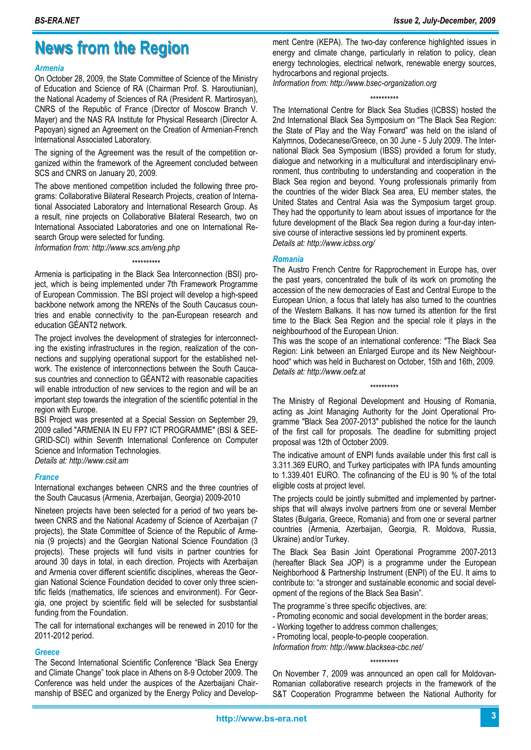# News from the Region

### Armenia

On October 28, 2009, the State Committee of Science of the Ministry of Education and Science of RA (Chairman Prof. S. Haroutiunian), the National Academy of Sciences of RA (President R. Martirosyan), CNRS of the Republic of France (Director of Moscow Branch V. Mayer) and the NAS RA Institute for Physical Research (Director A. Papoyan) signed an Agreement on the Creation of Armenian-French International Associated Laboratory.

The signing of the Agreement was the result of the competition organized within the framework of the Agreement concluded between SCS and CNRS on January 20, 2009.

The above mentioned competition included the following three programs: Collaborative Bilateral Research Projects, creation of International Associated Laboratory and International Research Group. As a result, nine projects on Collaborative Bilateral Research, two on International Associated Laboratories and one on International Research Group were selected for funding.

*Information from: http://www.scs.am/eng.php*

\*\*\*\*\*\*\*\*\*\*

Armenia is participating in the Black Sea Interconnection (BSI) project, which is being implemented under 7th Framework Programme of European Commission. The BSI project will develop a high-speed backbone network among the NRENs of the South Caucasus countries and enable connectivity to the pan-European research and education GÉANT2 network.

The project involves the development of strategies for interconnecting the existing infrastructures in the region, realization of the connections and supplying operational support for the established network. The existence of interconnections between the South Caucasus countries and connection to GÉANT2 with reasonable capacities will enable introduction of new services to the region and will be an important step towards the integration of the scientific potential in the region with Europe.

BSI Project was presented at a Special Session on September 29, 2009 called "ARMENIA IN EU FP7 ICT PROGRAMME" (BSI & SEE-GRID-SCI) within Seventh International Conference on Computer Science and Information Technologies.

*Details at: http://www.csit.am*

### France

International exchanges between CNRS and the three countries of the South Caucasus (Armenia, Azerbaijan, Georgia) 2009-2010

Nineteen projects have been selected for a period of two years between CNRS and the National Academy of Science of Azerbaijan (7 projects), the State Committee of Science of the Republic of Armenia (9 projects) and the Georgian National Science Foundation (3 projects). These projects will fund visits in partner countries for around 30 days in total, in each direction. Projects with Azerbaijan and Armenia cover different scientific disciplines, whereas the Georgian National Science Foundation decided to cover only three scientific fields (mathematics, life sciences and environment). For Georgia, one project by scientific field will be selected for susbstantial funding from the Foundation.

The call for international exchanges will be renewed in 2010 for the 2011-2012 period.

### Greece

The Second International Scientific Conference "Black Sea Energy and Climate Change" took place in Athens on 8-9 October 2009. The Conference was held under the auspices of the Azerbaijani Chairmanship of BSEC and organized by the Energy Policy and Development Centre (KEPA). The two-day conference highlighted issues in energy and climate change, particularly in relation to policy, clean energy technologies, electrical network, renewable energy sources, hydrocarbons and regional projects.

*Information from: http://www.bsec-organization.org*

\*\*\*\*\*\*\*\*\*\*

The International Centre for Black Sea Studies (ICBSS) hosted the 2nd International Black Sea Symposium on "The Black Sea Region: the State of Play and the Way Forward" was held on the island of Kalymnos, Dodecanese/Greece, on 30 June - 5 July 2009. The International Black Sea Symposium (IBSS) provided a forum for study, dialogue and networking in a multicultural and interdisciplinary environment, thus contributing to understanding and cooperation in the Black Sea region and beyond. Young professionals primarily from the countries of the wider Black Sea area, EU member states, the United States and Central Asia was the Symposium target group. They had the opportunity to learn about issues of importance for the future development of the Black Sea region during a four-day intensive course of interactive sessions led by prominent experts.

*Details at: http://www.icbss.org/*

### Romania

The Austro French Centre for Rapprochement in Europe has, over the past years, concentrated the bulk of its work on promoting the accession of the new democracies of East and Central Europe to the European Union, a focus that lately has also turned to the countries of the Western Balkans. It has now turned its attention for the first time to the Black Sea Region and the special role it plays in the neighbourhood of the European Union.

This was the scope of an international conference: "The Black Sea Region: Link between an Enlarged Europe and its New Neighbourhood" which was held in Bucharest on October, 15th and 16th, 2009.

*Details at: http://www.oefz.at*

\*\*\*\*\*\*\*\*\*\*

The Ministry of Regional Development and Housing of Romania, acting as Joint Managing Authority for the Joint Operational Programme "Black Sea 2007-2013" published the notice for the launch of the first call for proposals. The deadline for submitting project proposal was 12th of October 2009.

The indicative amount of ENPI funds available under this first call is 3.311.369 EURO, and Turkey participates with IPA funds amounting to 1.339.401 EURO. The cofinancing of the EU is 90 % of the total eligible costs at project level.

The projects could be jointly submitted and implemented by partnerships that will always involve partners from one or several Member States (Bulgaria, Greece, Romania) and from one or several partner countries (Armenia, Azerbaijan, Georgia, R. Moldova, Russia, Ukraine) and/or Turkey.

The Black Sea Basin Joint Operational Programme 2007-2013 (hereafter Black Sea JOP) is a programme under the European Neighborhood & Partnership Instrument (ENPI) of the EU. It aims to contribute to: "a stronger and sustainable economic and social development of the regions of the Black Sea Basin".

The programme´s three specific objectives, are:

- Promoting economic and social development in the border areas;
- Working together to address common challenges;
- Promoting local, people-to-people cooperation.

*Information from: http://www.blacksea-cbc.net/*

\*\*\*\*\*\*\*\*\*\*

On November 7, 2009 was announced an open call for Moldovan-Romanian collaborative research projects in the framework of the S&T Cooperation Programme between the National Authority for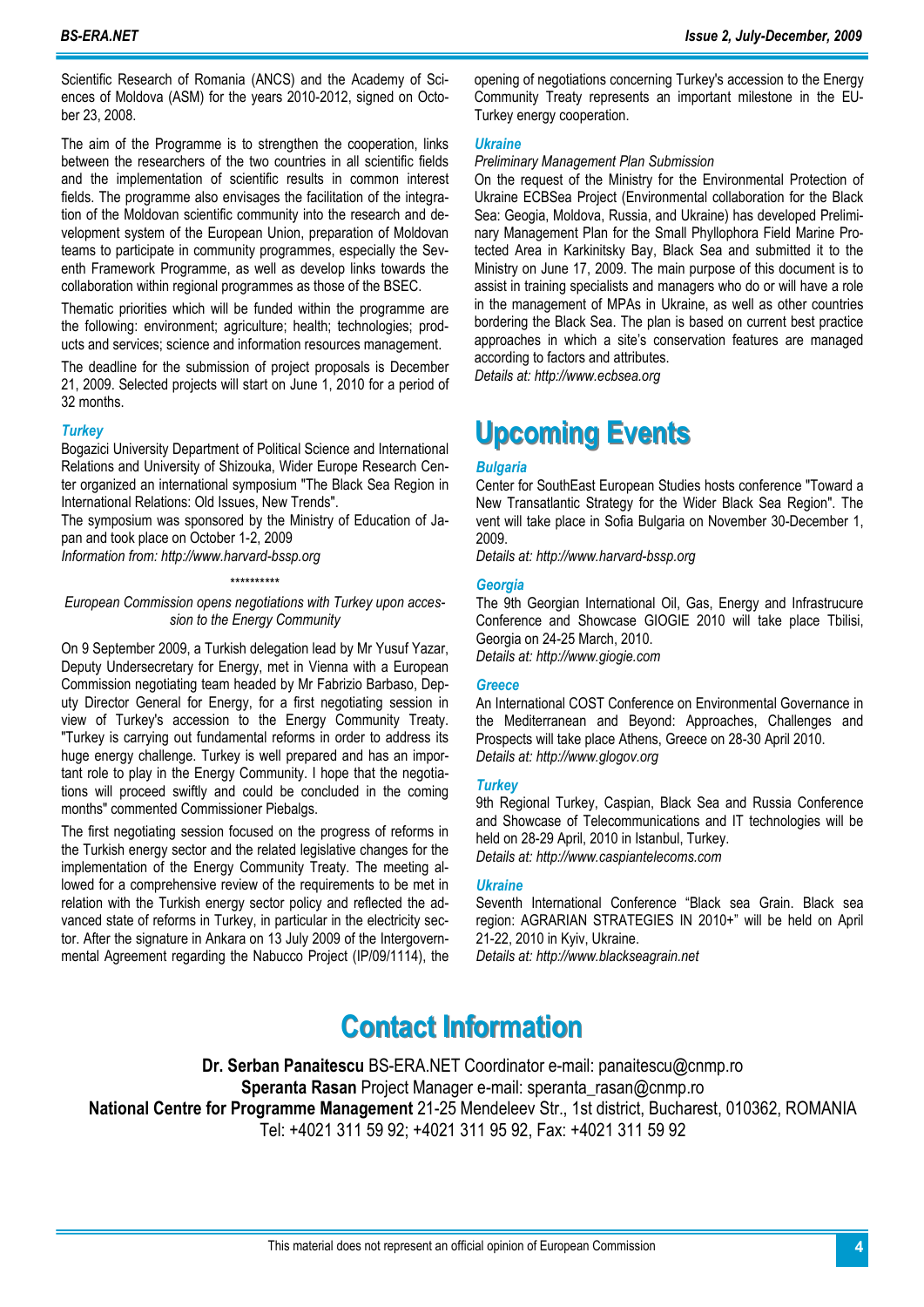Scientific Research of Romania (ANCS) and the Academy of Sciences of Moldova (ASM) for the years 2010-2012, signed on October 23, 2008.

The aim of the Programme is to strengthen the cooperation, links between the researchers of the two countries in all scientific fields and the implementation of scientific results in common interest fields. The programme also envisages the facilitation of the integration of the Moldovan scientific community into the research and development system of the European Union, preparation of Moldovan teams to participate in community programmes, especially the Seventh Framework Programme, as well as develop links towards the collaboration within regional programmes as those of the BSEC.

Thematic priorities which will be funded within the programme are the following: environment; agriculture; health; technologies; products and services; science and information resources management.

The deadline for the submission of project proposals is December 21, 2009. Selected projects will start on June 1, 2010 for a period of 32 months.

### Turkey

Bogazici University Department of Political Science and International Relations and University of Shizouka, Wider Europe Research Center organized an international symposium "The Black Sea Region in International Relations: Old Issues, New Trends".

The symposium was sponsored by the Ministry of Education of Japan and took place on October 1-2, 2009

*Information from: http://www.harvard-bssp.org*

**********

*European Commission opens negotiations with Turkey upon accession to the Energy Community*

On 9 September 2009, a Turkish delegation lead by Mr Yusuf Yazar, Deputy Undersecretary for Energy, met in Vienna with a European Commission negotiating team headed by Mr Fabrizio Barbaso, Deputy Director General for Energy, for a first negotiating session in view of Turkey's accession to the Energy Community Treaty. "Turkey is carrying out fundamental reforms in order to address its huge energy challenge. Turkey is well prepared and has an important role to play in the Energy Community. I hope that the negotiations will proceed swiftly and could be concluded in the coming months" commented Commissioner Piebalgs.

The first negotiating session focused on the progress of reforms in the Turkish energy sector and the related legislative changes for the implementation of the Energy Community Treaty. The meeting allowed for a comprehensive review of the requirements to be met in relation with the Turkish energy sector policy and reflected the advanced state of reforms in Turkey, in particular in the electricity sector. After the signature in Ankara on 13 July 2009 of the Intergovernmental Agreement regarding the Nabucco Project (IP/09/1114), the opening of negotiations concerning Turkey's accession to the Energy Community Treaty represents an important milestone in the EU-Turkey energy cooperation.

### Ukraine

*Preliminary Management Plan Submission*

On the request of the Ministry for the Environmental Protection of Ukraine ECBSea Project (Environmental collaboration for the Black Sea: Geogia, Moldova, Russia, and Ukraine) has developed Preliminary Management Plan for the Small Phyllophora Field Marine Protected Area in Karkinitsky Bay, Black Sea and submitted it to the Ministry on June 17, 2009. The main purpose of this document is to assist in training specialists and managers who do or will have a role in the management of MPAs in Ukraine, as well as other countries bordering the Black Sea. The plan is based on current best practice approaches in which a site's conservation features are managed according to factors and attributes.

*Details at: http://www.ecbsea.org*

# Upcoming Events

### Bulgaria

Center for SouthEast European Studies hosts conference "Toward a New Transatlantic Strategy for the Wider Black Sea Region". The vent will take place in Sofia Bulgaria on November 30-December 1, 2009.

*Details at: http://www.harvard-bssp.org*

### Georgia

The 9th Georgian International Oil, Gas, Energy and Infrastrucure Conference and Showcase GIOGIE 2010 will take place Tbilisi, Georgia on 24-25 March, 2010.

*Details at: http://www.giogie.com*

### Greece

An International COST Conference on Environmental Governance in the Mediterranean and Beyond: Approaches, Challenges and Prospects will take place Athens, Greece on 28-30 April 2010.

*Details at: http://www.glogov.org*

### Turkey

9th Regional Turkey, Caspian, Black Sea and Russia Conference and Showcase of Telecommunications and IT technologies will be held on 28-29 April, 2010 in Istanbul, Turkey.

*Details at: http://www.caspiantelecoms.com*

### Ukraine

Seventh International Conference "Black sea Grain. Black sea region: AGRARIAN STRATEGIES IN 2010+" will be held on April 21-22, 2010 in Kyiv, Ukraine.

*Details at: http://www.blackseagrain.net*

# Contact Information

**Dr. Serban Panaitescu** BS-ERA.NET Coordinator e-mail: panaitescu@cnmp.ro
**Speranta Rasan** Project Manager e-mail: speranta_rasan@cnmp.ro
**National Centre for Programme Management** 21-25 Mendeleev Str., 1st district, Bucharest, 010362, ROMANIA
Tel: +4021 311 59 92; +4021 311 95 92, Fax: +4021 311 59 92

This material does not represent an official opinion of European Commission